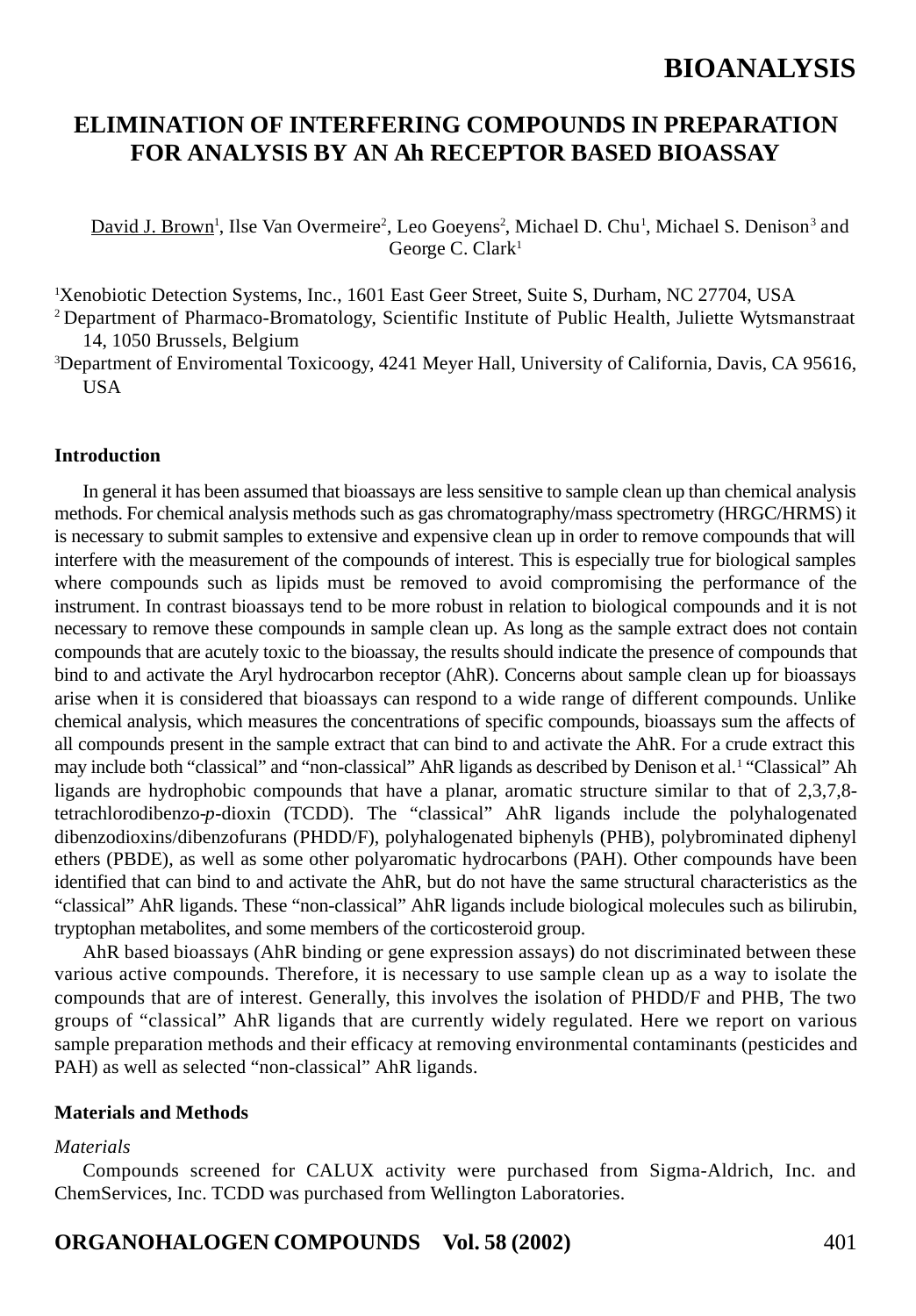# ELIMINATION OF INTERFERING COMPOUNDS IN PREPARATION FOR ANALYSIS BY AN Ah RECEPTOR BASED BIOASSAY

David J. Brown[1], Ilse Van Overmeire[2], Leo Goeyens[2], Michael D. Chu[1], Michael S. Denison[3] and George C. Clark[1]

[1]Xenobiotic Detection Systems, Inc., 1601 East Geer Street, Suite S, Durham, NC 27704, USA
[2] Department of Pharmaco-Bromatology, Scientific Institute of Public Health, Juliette Wytsmanstraat 14, 1050 Brussels, Belgium
[3]Department of Enviromental Toxicoogy, 4241 Meyer Hall, University of California, Davis, CA 95616, USA

## Introduction

In general it has been assumed that bioassays are less sensitive to sample clean up than chemical analysis methods. For chemical analysis methods such as gas chromatography/mass spectrometry (HRGC/HRMS) it is necessary to submit samples to extensive and expensive clean up in order to remove compounds that will interfere with the measurement of the compounds of interest. This is especially true for biological samples where compounds such as lipids must be removed to avoid compromising the performance of the instrument. In contrast bioassays tend to be more robust in relation to biological compounds and it is not necessary to remove these compounds in sample clean up. As long as the sample extract does not contain compounds that are acutely toxic to the bioassay, the results should indicate the presence of compounds that bind to and activate the Aryl hydrocarbon receptor (AhR). Concerns about sample clean up for bioassays arise when it is considered that bioassays can respond to a wide range of different compounds. Unlike chemical analysis, which measures the concentrations of specific compounds, bioassays sum the affects of all compounds present in the sample extract that can bind to and activate the AhR. For a crude extract this may include both "classical" and "non-classical" AhR ligands as described by Denison et al.[1] "Classical" Ah ligands are hydrophobic compounds that have a planar, aromatic structure similar to that of 2,3,7,8-tetrachlorodibenzo-*p*-dioxin (TCDD). The "classical" AhR ligands include the polyhalogenated dibenzodioxins/dibenzofurans (PHDD/F), polyhalogenated biphenyls (PHB), polybrominated diphenyl ethers (PBDE), as well as some other polyaromatic hydrocarbons (PAH). Other compounds have been identified that can bind to and activate the AhR, but do not have the same structural characteristics as the "classical" AhR ligands. These "non-classical" AhR ligands include biological molecules such as bilirubin, tryptophan metabolites, and some members of the corticosteroid group.

AhR based bioassays (AhR binding or gene expression assays) do not discriminated between these various active compounds. Therefore, it is necessary to use sample clean up as a way to isolate the compounds that are of interest. Generally, this involves the isolation of PHDD/F and PHB, The two groups of "classical" AhR ligands that are currently widely regulated. Here we report on various sample preparation methods and their efficacy at removing environmental contaminants (pesticides and PAH) as well as selected "non-classical" AhR ligands.

## Materials and Methods

### *Materials*

Compounds screened for CALUX activity were purchased from Sigma-Aldrich, Inc. and ChemServices, Inc. TCDD was purchased from Wellington Laboratories.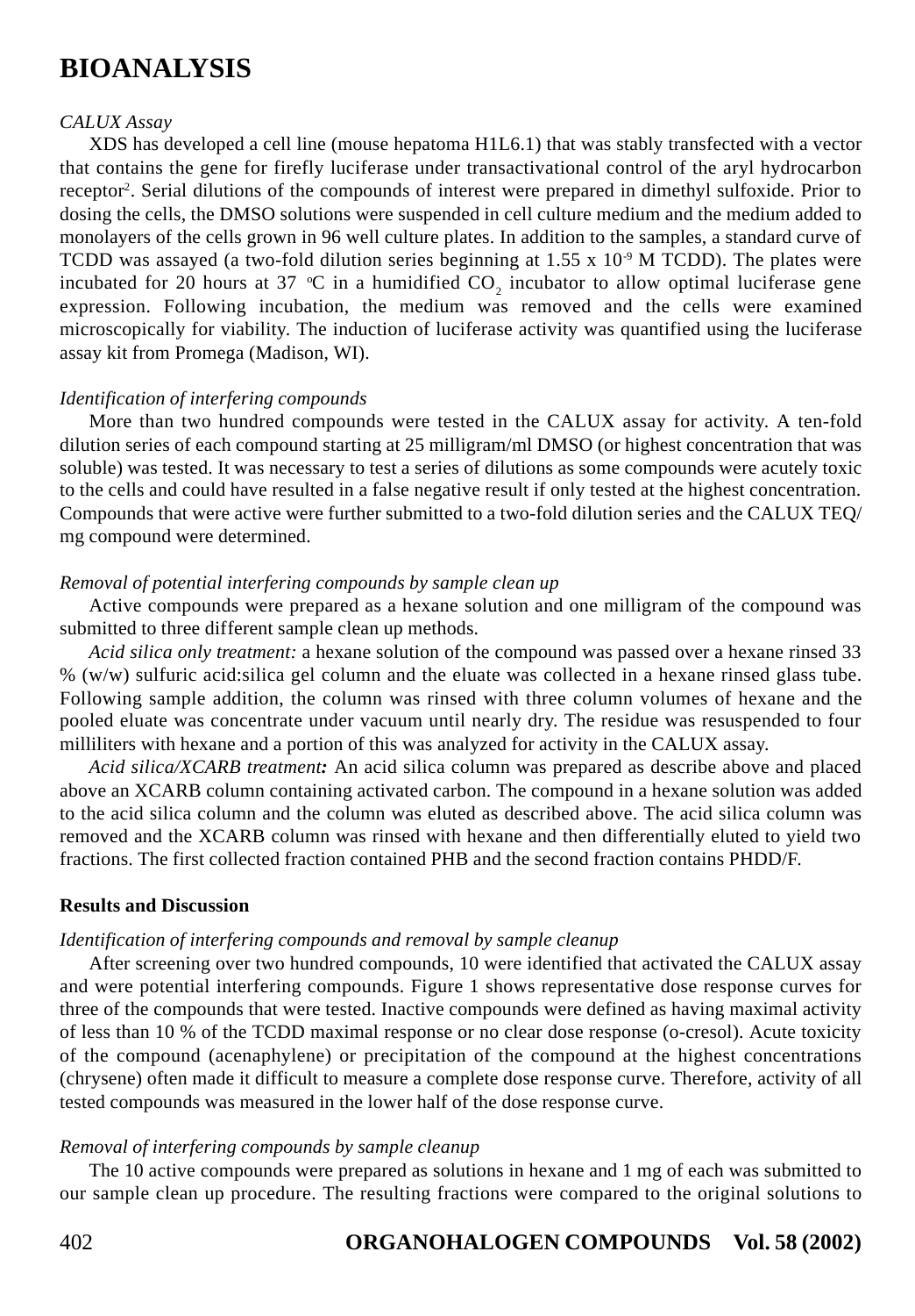# BIOANALYSIS

*CALUX Assay*

XDS has developed a cell line (mouse hepatoma H1L6.1) that was stably transfected with a vector that contains the gene for firefly luciferase under transactivational control of the aryl hydrocarbon receptor[2]. Serial dilutions of the compounds of interest were prepared in dimethyl sulfoxide. Prior to dosing the cells, the DMSO solutions were suspended in cell culture medium and the medium added to monolayers of the cells grown in 96 well culture plates. In addition to the samples, a standard curve of TCDD was assayed (a two-fold dilution series beginning at $1.55 \times 10^{-9}$ M TCDD). The plates were incubated for 20 hours at 37 $^{o}$C in a humidified $CO_2$ incubator to allow optimal luciferase gene expression. Following incubation, the medium was removed and the cells were examined microscopically for viability. The induction of luciferase activity was quantified using the luciferase assay kit from Promega (Madison, WI).

*Identification of interfering compounds*

More than two hundred compounds were tested in the CALUX assay for activity. A ten-fold dilution series of each compound starting at 25 milligram/ml DMSO (or highest concentration that was soluble) was tested. It was necessary to test a series of dilutions as some compounds were acutely toxic to the cells and could have resulted in a false negative result if only tested at the highest concentration. Compounds that were active were further submitted to a two-fold dilution series and the CALUX TEQ/ mg compound were determined.

*Removal of potential interfering compounds by sample clean up*

Active compounds were prepared as a hexane solution and one milligram of the compound was submitted to three different sample clean up methods.

*Acid silica only treatment:* a hexane solution of the compound was passed over a hexane rinsed 33 % (w/w) sulfuric acid:silica gel column and the eluate was collected in a hexane rinsed glass tube. Following sample addition, the column was rinsed with three column volumes of hexane and the pooled eluate was concentrate under vacuum until nearly dry. The residue was resuspended to four milliliters with hexane and a portion of this was analyzed for activity in the CALUX assay.

*Acid silica/XCARB treatment:* An acid silica column was prepared as describe above and placed above an XCARB column containing activated carbon. The compound in a hexane solution was added to the acid silica column and the column was eluted as described above. The acid silica column was removed and the XCARB column was rinsed with hexane and then differentially eluted to yield two fractions. The first collected fraction contained PHB and the second fraction contains PHDD/F.

**Results and Discussion**

*Identification of interfering compounds and removal by sample cleanup*

After screening over two hundred compounds, 10 were identified that activated the CALUX assay and were potential interfering compounds. Figure 1 shows representative dose response curves for three of the compounds that were tested. Inactive compounds were defined as having maximal activity of less than 10 % of the TCDD maximal response or no clear dose response (o-cresol). Acute toxicity of the compound (acenaphylene) or precipitation of the compound at the highest concentrations (chrysene) often made it difficult to measure a complete dose response curve. Therefore, activity of all tested compounds was measured in the lower half of the dose response curve.

*Removal of interfering compounds by sample cleanup*

The 10 active compounds were prepared as solutions in hexane and 1 mg of each was submitted to our sample clean up procedure. The resulting fractions were compared to the original solutions to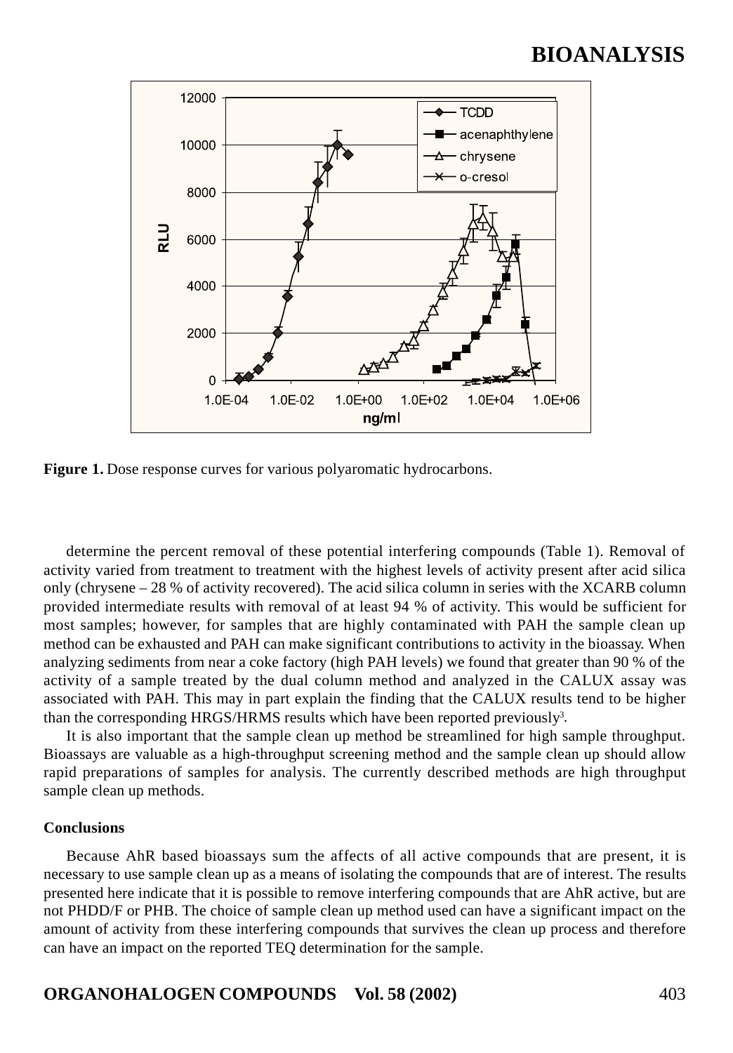**Figure 1.** Dose response curves for various polyaromatic hydrocarbons.

determine the percent removal of these potential interfering compounds (Table 1). Removal of activity varied from treatment to treatment with the highest levels of activity present after acid silica only (chrysene – 28 % of activity recovered). The acid silica column in series with the XCARB column provided intermediate results with removal of at least 94 % of activity. This would be sufficient for most samples; however, for samples that are highly contaminated with PAH the sample clean up method can be exhausted and PAH can make significant contributions to activity in the bioassay. When analyzing sediments from near a coke factory (high PAH levels) we found that greater than 90 % of the activity of a sample treated by the dual column method and analyzed in the CALUX assay was associated with PAH. This may in part explain the finding that the CALUX results tend to be higher than the corresponding HRGS/HRMS results which have been reported previously[3].

It is also important that the sample clean up method be streamlined for high sample throughput. Bioassays are valuable as a high-throughput screening method and the sample clean up should allow rapid preparations of samples for analysis. The currently described methods are high throughput sample clean up methods.

**Conclusions**

Because AhR based bioassays sum the affects of all active compounds that are present, it is necessary to use sample clean up as a means of isolating the compounds that are of interest. The results presented here indicate that it is possible to remove interfering compounds that are AhR active, but are not PHDD/F or PHB. The choice of sample clean up method used can have a significant impact on the amount of activity from these interfering compounds that survives the clean up process and therefore can have an impact on the reported TEQ determination for the sample.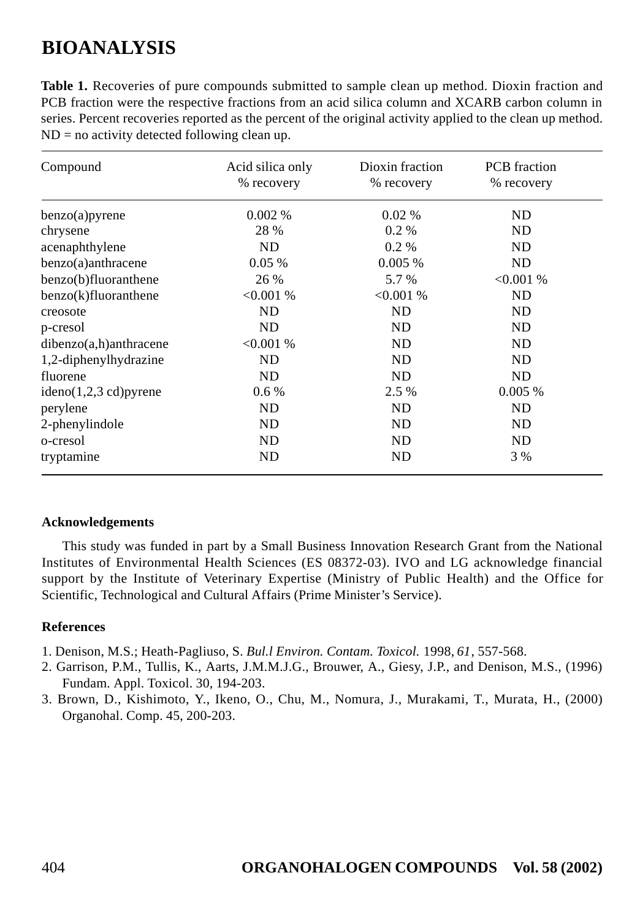**Table 1.** Recoveries of pure compounds submitted to sample clean up method. Dioxin fraction and PCB fraction were the respective fractions from an acid silica column and XCARB carbon column in series. Percent recoveries reported as the percent of the original activity applied to the clean up method. ND = no activity detected following clean up.

| Compound | Acid silica only % recovery | Dioxin fraction % recovery | PCB fraction % recovery |
|---|---|---|---|
| benzo(a)pyrene | 0.002 % | 0.02 % | ND |
| chrysene | 28 % | 0.2 % | ND |
| acenaphthylene | ND | 0.2 % | ND |
| benzo(a)anthracene | 0.05 % | 0.005 % | ND |
| benzo(b)fluoranthene | 26 % | 5.7 % | <0.001 % |
| benzo(k)fluoranthene | <0.001 % | <0.001 % | ND |
| creosote | ND | ND | ND |
| p-cresol | ND | ND | ND |
| dibenzo(a,h)anthracene | <0.001 % | ND | ND |
| 1,2-diphenylhydrazine | ND | ND | ND |
| fluorene | ND | ND | ND |
| ideno(1,2,3 cd)pyrene | 0.6 % | 2.5 % | 0.005 % |
| perylene | ND | ND | ND |
| 2-phenylindole | ND | ND | ND |
| o-cresol | ND | ND | ND |
| tryptamine | ND | ND | 3 % |

### Acknowledgements

This study was funded in part by a Small Business Innovation Research Grant from the National Institutes of Environmental Health Sciences (ES 08372-03). IVO and LG acknowledge financial support by the Institute of Veterinary Expertise (Ministry of Public Health) and the Office for Scientific, Technological and Cultural Affairs (Prime Minister's Service).

### References

1. Denison, M.S.; Heath-Pagliuso, S. *Bul.l Environ. Contam. Toxicol.* 1998, *61*, 557-568.
2. Garrison, P.M., Tullis, K., Aarts, J.M.M.J.G., Brouwer, A., Giesy, J.P., and Denison, M.S., (1996) Fundam. Appl. Toxicol. 30, 194-203.
3. Brown, D., Kishimoto, Y., Ikeno, O., Chu, M., Nomura, J., Murakami, T., Murata, H., (2000) Organohal. Comp. 45, 200-203.